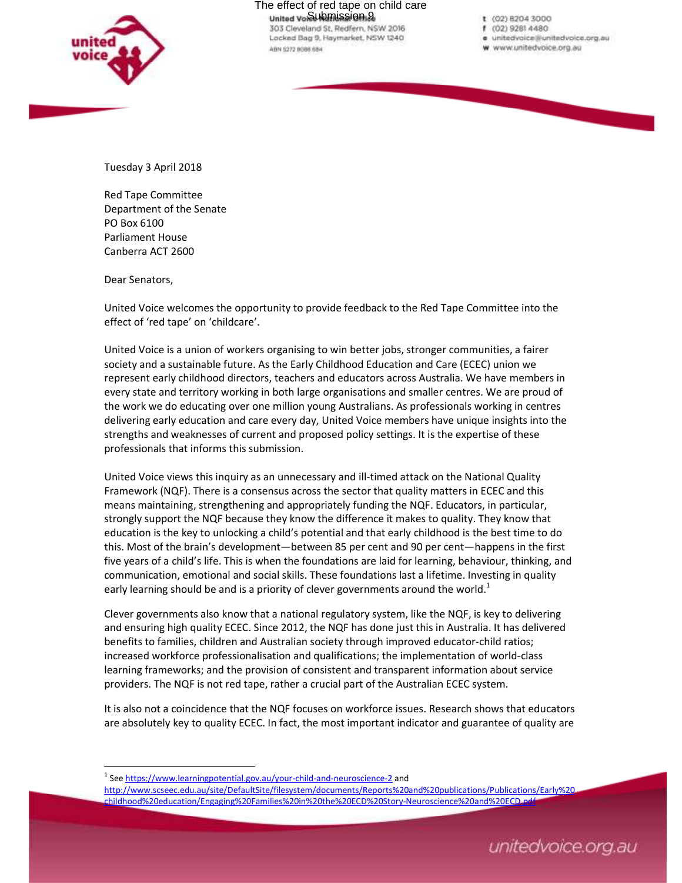United Voice National Office
303 Cleveland St, Redfern, NSW 2016
Locked Bag 9, Haymarket, NSW 1240
ABN 5272 8088 684

t (02) 8204 3000
f (02) 9281 4480
e unitedvoice@unitedvoice.org.au
w www.unitedvoice.org.au

Tuesday 3 April 2018

Red Tape Committee
Department of the Senate
PO Box 6100
Parliament House
Canberra ACT 2600

Dear Senators,

United Voice welcomes the opportunity to provide feedback to the Red Tape Committee into the effect of 'red tape' on 'childcare'.

United Voice is a union of workers organising to win better jobs, stronger communities, a fairer society and a sustainable future. As the Early Childhood Education and Care (ECEC) union we represent early childhood directors, teachers and educators across Australia. We have members in every state and territory working in both large organisations and smaller centres. We are proud of the work we do educating over one million young Australians. As professionals working in centres delivering early education and care every day, United Voice members have unique insights into the strengths and weaknesses of current and proposed policy settings. It is the expertise of these professionals that informs this submission.

United Voice views this inquiry as an unnecessary and ill-timed attack on the National Quality Framework (NQF). There is a consensus across the sector that quality matters in ECEC and this means maintaining, strengthening and appropriately funding the NQF. Educators, in particular, strongly support the NQF because they know the difference it makes to quality. They know that education is the key to unlocking a child's potential and that early childhood is the best time to do this. Most of the brain's development—between 85 per cent and 90 per cent—happens in the first five years of a child's life. This is when the foundations are laid for learning, behaviour, thinking, and communication, emotional and social skills. These foundations last a lifetime. Investing in quality early learning should be and is a priority of clever governments around the world.[1]

Clever governments also know that a national regulatory system, like the NQF, is key to delivering and ensuring high quality ECEC. Since 2012, the NQF has done just this in Australia. It has delivered benefits to families, children and Australian society through improved educator-child ratios; increased workforce professionalisation and qualifications; the implementation of world-class learning frameworks; and the provision of consistent and transparent information about service providers. The NQF is not red tape, rather a crucial part of the Australian ECEC system.

It is also not a coincidence that the NQF focuses on workforce issues. Research shows that educators are absolutely key to quality ECEC. In fact, the most important indicator and guarantee of quality are

[1] See https://www.learningpotential.gov.au/your-child-and-neuroscience-2 and http://www.scseec.edu.au/site/DefaultSite/filesystem/documents/Reports%20and%20publications/Publications/Early%20childhood%20education/Engaging%20Families%20in%20the%20ECD%20Story-Neuroscience%20and%20ECD.pdf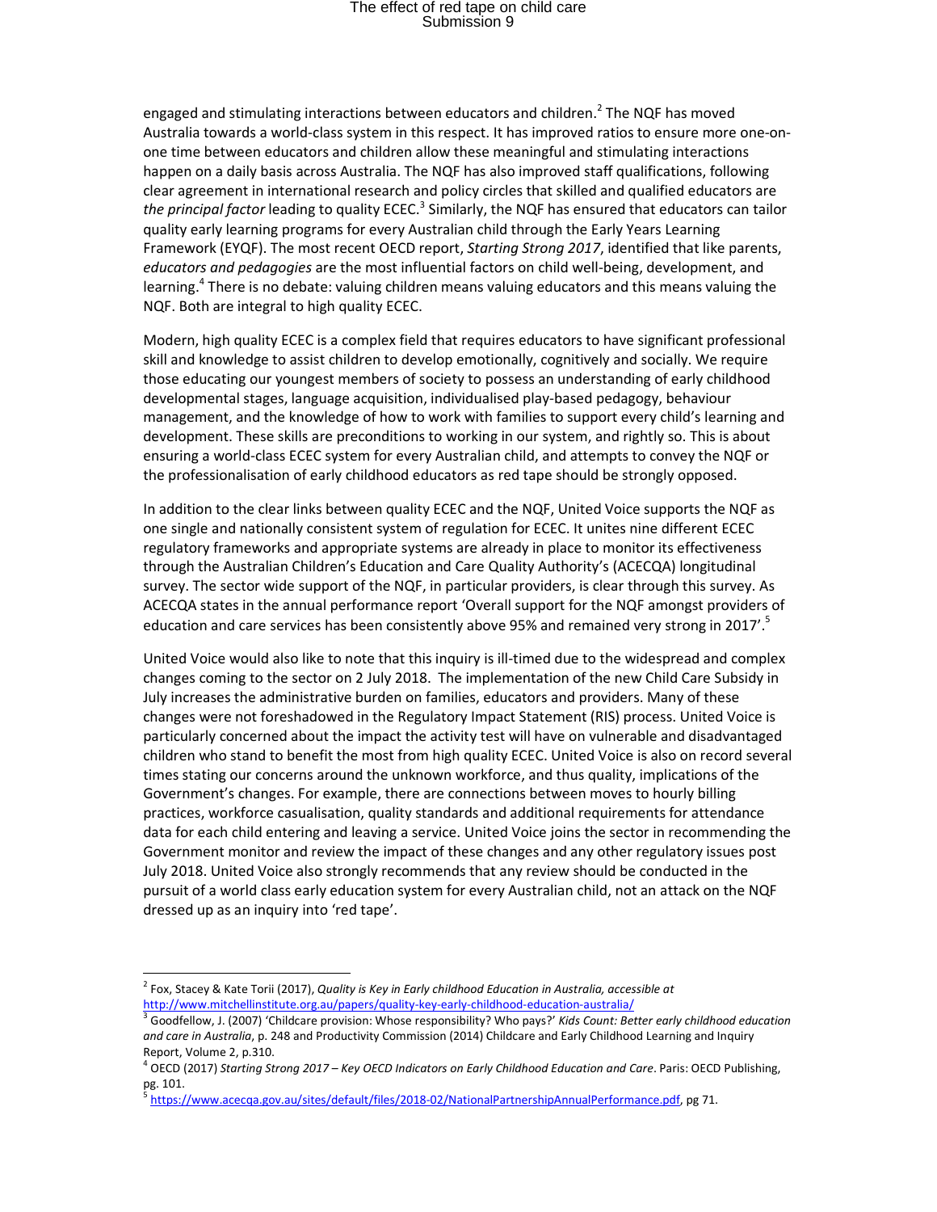engaged and stimulating interactions between educators and children.[2] The NQF has moved Australia towards a world-class system in this respect. It has improved ratios to ensure more one-on-one time between educators and children allow these meaningful and stimulating interactions happen on a daily basis across Australia. The NQF has also improved staff qualifications, following clear agreement in international research and policy circles that skilled and qualified educators are *the principal factor* leading to quality ECEC.[3] Similarly, the NQF has ensured that educators can tailor quality early learning programs for every Australian child through the Early Years Learning Framework (EYQF). The most recent OECD report, *Starting Strong 2017*, identified that like parents, *educators and pedagogies* are the most influential factors on child well-being, development, and learning.[4] There is no debate: valuing children means valuing educators and this means valuing the NQF. Both are integral to high quality ECEC.

Modern, high quality ECEC is a complex field that requires educators to have significant professional skill and knowledge to assist children to develop emotionally, cognitively and socially. We require those educating our youngest members of society to possess an understanding of early childhood developmental stages, language acquisition, individualised play-based pedagogy, behaviour management, and the knowledge of how to work with families to support every child's learning and development. These skills are preconditions to working in our system, and rightly so. This is about ensuring a world-class ECEC system for every Australian child, and attempts to convey the NQF or the professionalisation of early childhood educators as red tape should be strongly opposed.

In addition to the clear links between quality ECEC and the NQF, United Voice supports the NQF as one single and nationally consistent system of regulation for ECEC. It unites nine different ECEC regulatory frameworks and appropriate systems are already in place to monitor its effectiveness through the Australian Children's Education and Care Quality Authority's (ACECQA) longitudinal survey. The sector wide support of the NQF, in particular providers, is clear through this survey. As ACECQA states in the annual performance report 'Overall support for the NQF amongst providers of education and care services has been consistently above 95% and remained very strong in 2017'.[5]

United Voice would also like to note that this inquiry is ill-timed due to the widespread and complex changes coming to the sector on 2 July 2018. The implementation of the new Child Care Subsidy in July increases the administrative burden on families, educators and providers. Many of these changes were not foreshadowed in the Regulatory Impact Statement (RIS) process. United Voice is particularly concerned about the impact the activity test will have on vulnerable and disadvantaged children who stand to benefit the most from high quality ECEC. United Voice is also on record several times stating our concerns around the unknown workforce, and thus quality, implications of the Government's changes. For example, there are connections between moves to hourly billing practices, workforce casualisation, quality standards and additional requirements for attendance data for each child entering and leaving a service. United Voice joins the sector in recommending the Government monitor and review the impact of these changes and any other regulatory issues post July 2018. United Voice also strongly recommends that any review should be conducted in the pursuit of a world class early education system for every Australian child, not an attack on the NQF dressed up as an inquiry into 'red tape'.

---

[2] Fox, Stacey & Kate Torii (2017), *Quality is Key in Early childhood Education in Australia, accessible at* http://www.mitchellinstitute.org.au/papers/quality-key-early-childhood-education-australia/

[3] Goodfellow, J. (2007) 'Childcare provision: Whose responsibility? Who pays?' *Kids Count: Better early childhood education and care in Australia*, p. 248 and Productivity Commission (2014) Childcare and Early Childhood Learning and Inquiry Report, Volume 2, p.310.

[4] OECD (2017) *Starting Strong 2017 – Key OECD Indicators on Early Childhood Education and Care*. Paris: OECD Publishing, pg. 101.

[5] https://www.acecqa.gov.au/sites/default/files/2018-02/NationalPartnershipAnnualPerformance.pdf, pg 71.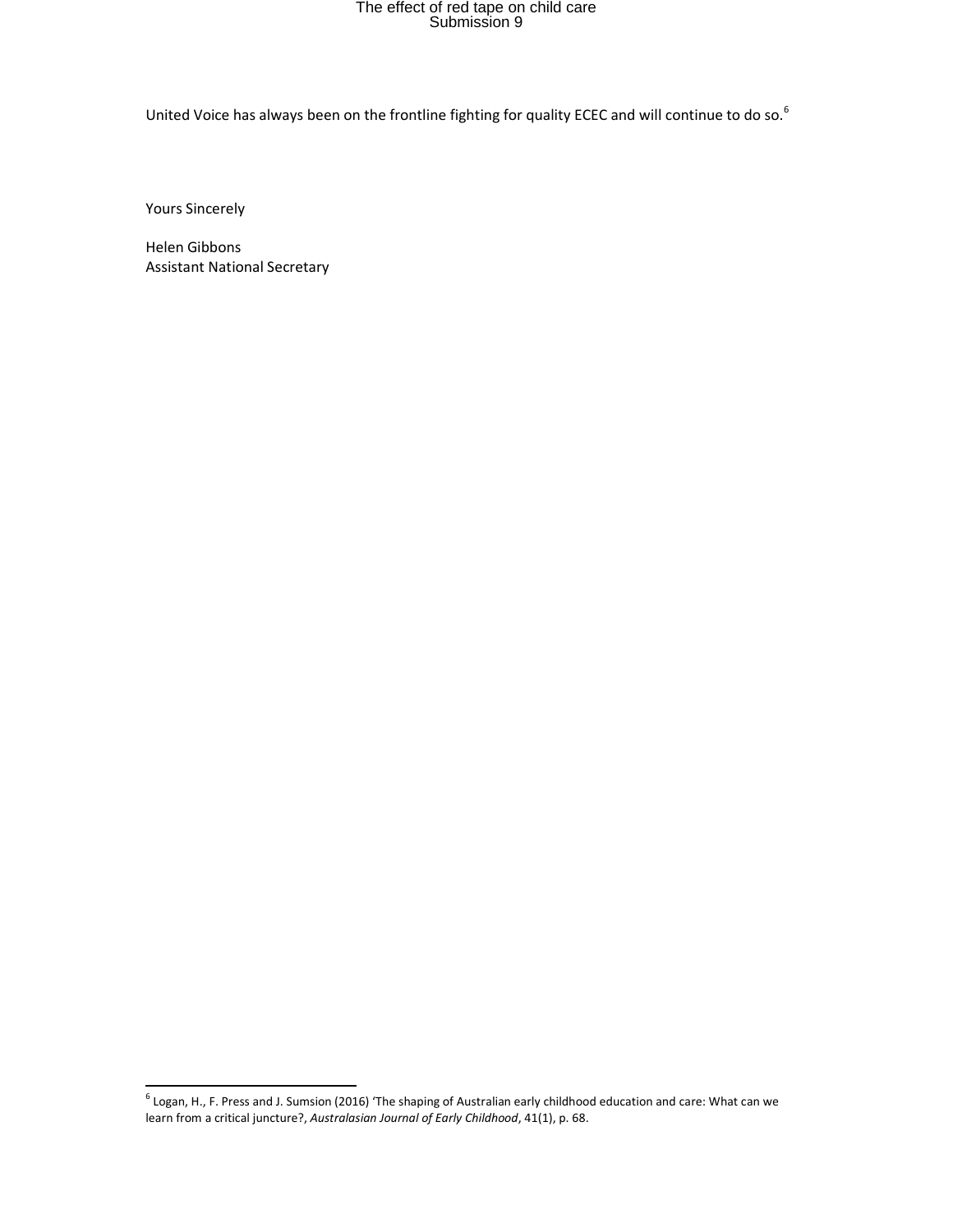United Voice has always been on the frontline fighting for quality ECEC and will continue to do so.[6]

Yours Sincerely

Helen Gibbons
Assistant National Secretary

---

[6] Logan, H., F. Press and J. Sumsion (2016) 'The shaping of Australian early childhood education and care: What can we learn from a critical juncture?, *Australasian Journal of Early Childhood*, 41(1), p. 68.